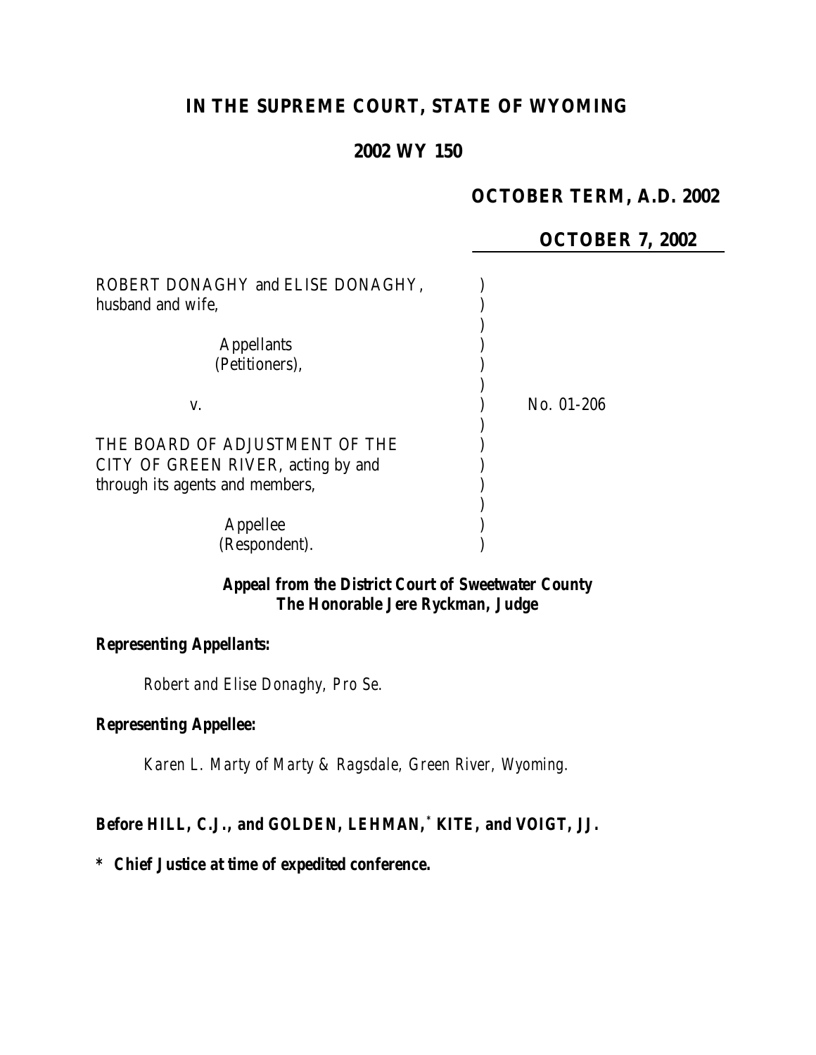# IN THE SUPREME COURT, STATE OF WYOMING

## 2002 WY 150

**OCTOBER TERM, A.D. 2002**

**OCTOBER 7, 2002**

ROBERT DONAGHY and ELISE DONAGHY, husband and wife,

Appellants (Petitioners),

v. — No. 01-206

THE BOARD OF ADJUSTMENT OF THE CITY OF GREEN RIVER, acting by and through its agents and members,

Appellee (Respondent).

***Appeal from the District Court of Sweetwater County***
***The Honorable Jere Ryckman, Judge***

***Representing Appellants:***

*Robert and Elise Donaghy, Pro Se.*

***Representing Appellee:***

*Karen L. Marty of Marty & Ragsdale, Green River, Wyoming.*

**Before HILL, C.J., and GOLDEN, LEHMAN,\* KITE, and VOIGT, JJ.**

**\* Chief Justice at time of expedited conference.**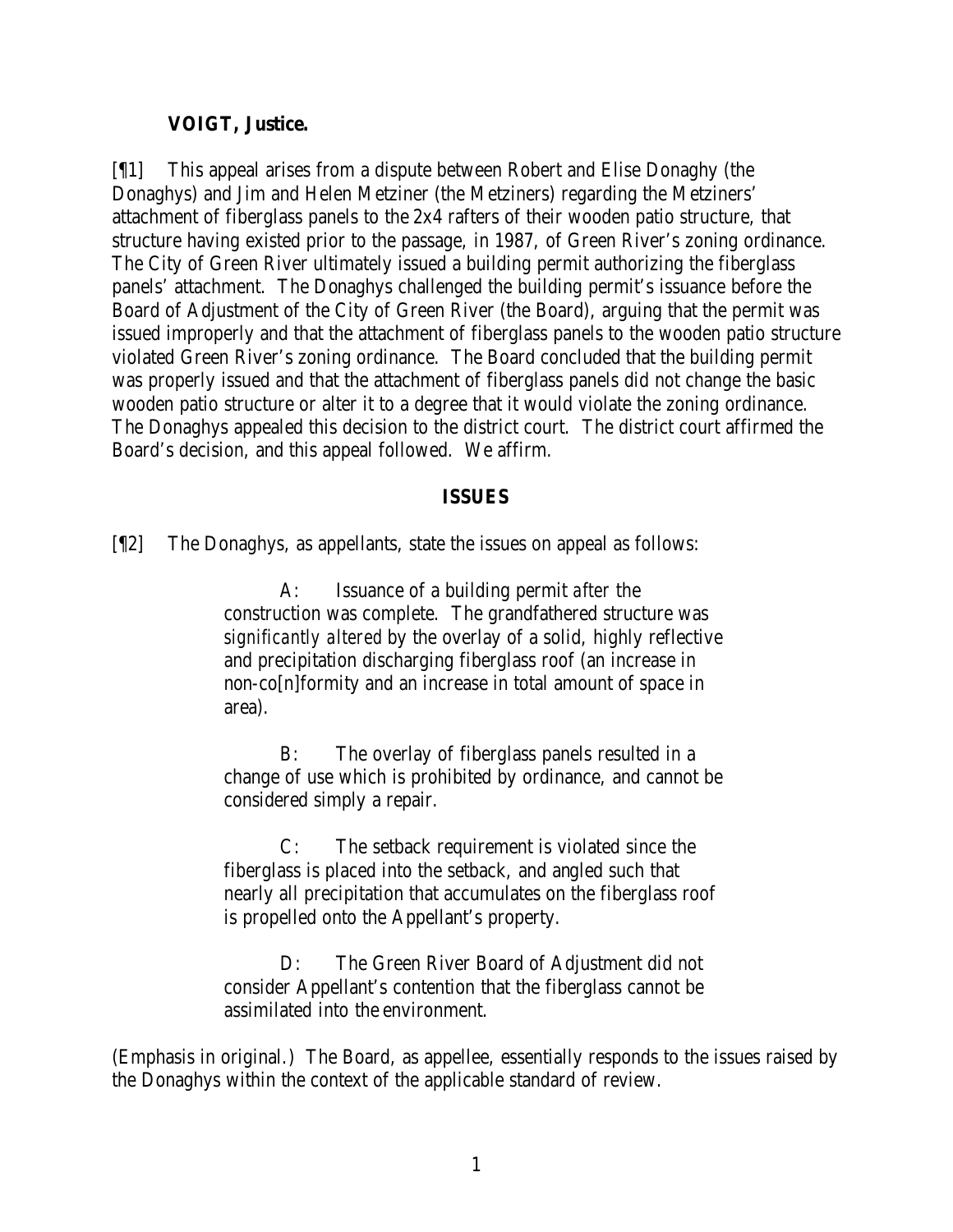**VOIGT, Justice.**

[¶1] This appeal arises from a dispute between Robert and Elise Donaghy (the Donaghys) and Jim and Helen Metziner (the Metziners) regarding the Metziners' attachment of fiberglass panels to the 2x4 rafters of their wooden patio structure, that structure having existed prior to the passage, in 1987, of Green River's zoning ordinance. The City of Green River ultimately issued a building permit authorizing the fiberglass panels' attachment. The Donaghys challenged the building permit's issuance before the Board of Adjustment of the City of Green River (the Board), arguing that the permit was issued improperly and that the attachment of fiberglass panels to the wooden patio structure violated Green River's zoning ordinance. The Board concluded that the building permit was properly issued and that the attachment of fiberglass panels did not change the basic wooden patio structure or alter it to a degree that it would violate the zoning ordinance. The Donaghys appealed this decision to the district court. The district court affirmed the Board's decision, and this appeal followed. We affirm.

## ISSUES

[¶2] The Donaghys, as appellants, state the issues on appeal as follows:

> A: Issuance of a building permit *after* the construction was complete. The grandfathered structure was *significantly altered* by the overlay of a solid, highly reflective and precipitation discharging fiberglass roof (an increase in non-co[n]formity and an increase in total amount of space in area).
>
> B: The overlay of fiberglass panels resulted in a change of use which is prohibited by ordinance, and cannot be considered simply a repair.
>
> C: The setback requirement is violated since the fiberglass is placed into the setback, and angled such that nearly all precipitation that accumulates on the fiberglass roof is propelled onto the Appellant's property.
>
> D: The Green River Board of Adjustment did not consider Appellant's contention that the fiberglass cannot be assimilated into the environment.

(Emphasis in original.) The Board, as appellee, essentially responds to the issues raised by the Donaghys within the context of the applicable standard of review.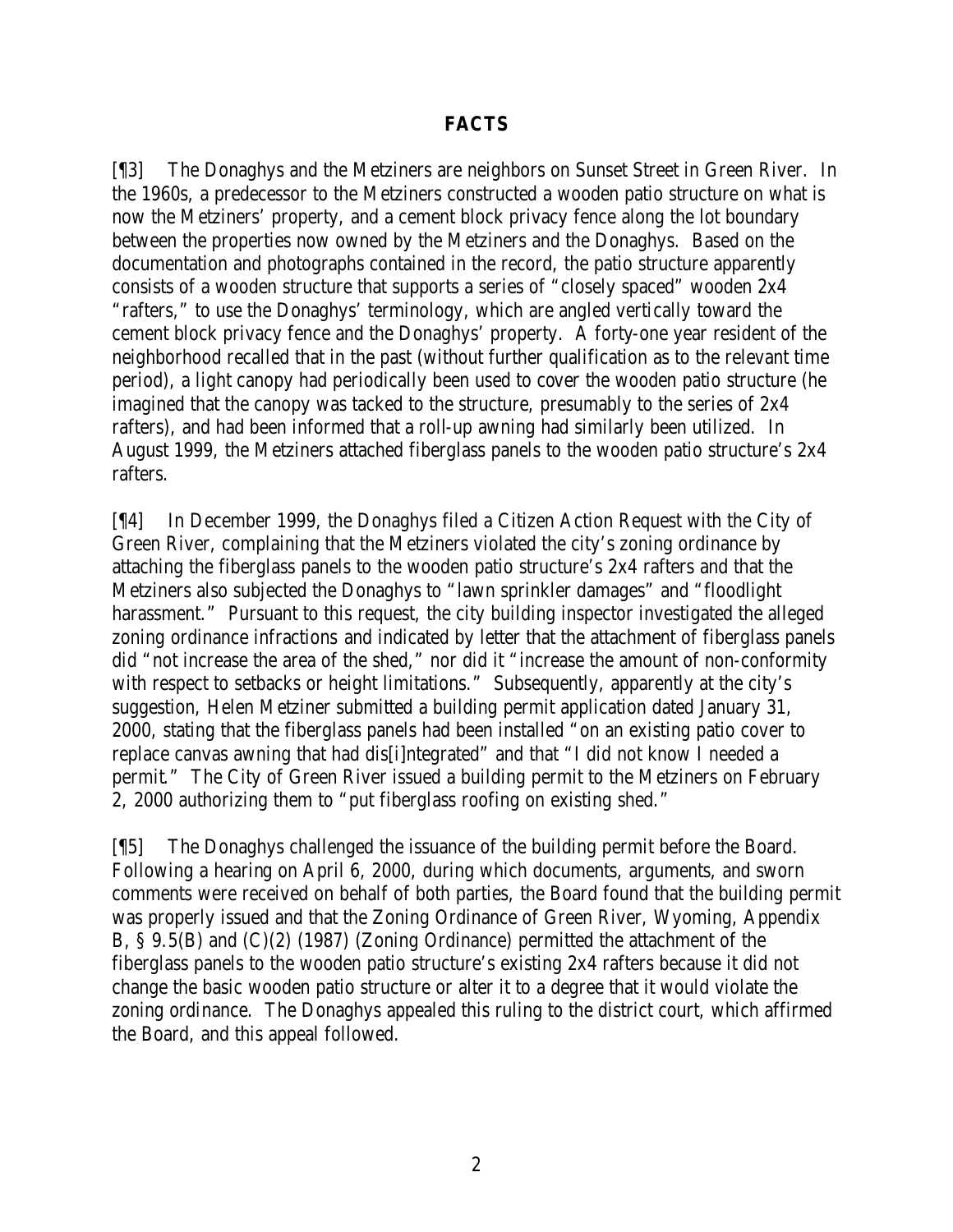## FACTS

[¶3] The Donaghys and the Metziners are neighbors on Sunset Street in Green River. In the 1960s, a predecessor to the Metziners constructed a wooden patio structure on what is now the Metziners' property, and a cement block privacy fence along the lot boundary between the properties now owned by the Metziners and the Donaghys. Based on the documentation and photographs contained in the record, the patio structure apparently consists of a wooden structure that supports a series of "closely spaced" wooden 2x4 "rafters," to use the Donaghys' terminology, which are angled vertically toward the cement block privacy fence and the Donaghys' property. A forty-one year resident of the neighborhood recalled that in the past (without further qualification as to the relevant time period), a light canopy had periodically been used to cover the wooden patio structure (he imagined that the canopy was tacked to the structure, presumably to the series of 2x4 rafters), and had been informed that a roll-up awning had similarly been utilized. In August 1999, the Metziners attached fiberglass panels to the wooden patio structure's 2x4 rafters.

[¶4] In December 1999, the Donaghys filed a Citizen Action Request with the City of Green River, complaining that the Metziners violated the city's zoning ordinance by attaching the fiberglass panels to the wooden patio structure's 2x4 rafters and that the Metziners also subjected the Donaghys to "lawn sprinkler damages" and "floodlight harassment." Pursuant to this request, the city building inspector investigated the alleged zoning ordinance infractions and indicated by letter that the attachment of fiberglass panels did "not increase the area of the shed," nor did it "increase the amount of non-conformity with respect to setbacks or height limitations." Subsequently, apparently at the city's suggestion, Helen Metziner submitted a building permit application dated January 31, 2000, stating that the fiberglass panels had been installed "on an existing patio cover to replace canvas awning that had dis[i]ntegrated" and that "I did not know I needed a permit." The City of Green River issued a building permit to the Metziners on February 2, 2000 authorizing them to "put fiberglass roofing on existing shed."

[¶5] The Donaghys challenged the issuance of the building permit before the Board. Following a hearing on April 6, 2000, during which documents, arguments, and sworn comments were received on behalf of both parties, the Board found that the building permit was properly issued and that the Zoning Ordinance of Green River, Wyoming, Appendix B, § 9.5(B) and (C)(2) (1987) (Zoning Ordinance) permitted the attachment of the fiberglass panels to the wooden patio structure's existing 2x4 rafters because it did not change the basic wooden patio structure or alter it to a degree that it would violate the zoning ordinance. The Donaghys appealed this ruling to the district court, which affirmed the Board, and this appeal followed.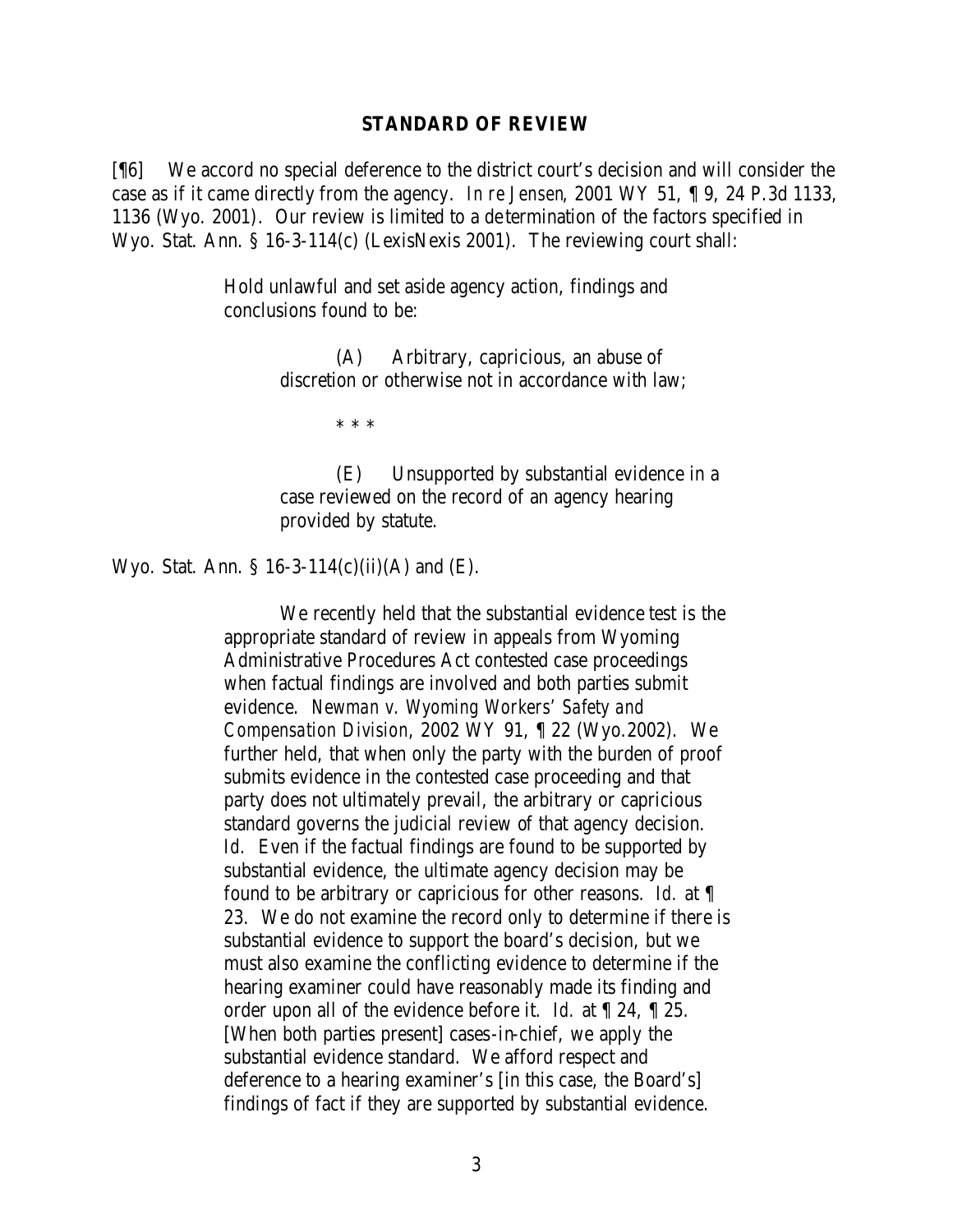## STANDARD OF REVIEW

[¶6] We accord no special deference to the district court's decision and will consider the case as if it came directly from the agency. *In re Jensen*, 2001 WY 51, ¶ 9, 24 P.3d 1133, 1136 (Wyo. 2001). Our review is limited to a determination of the factors specified in Wyo. Stat. Ann. § 16-3-114(c) (LexisNexis 2001). The reviewing court shall:

> Hold unlawful and set aside agency action, findings and conclusions found to be:
>
> > (A) Arbitrary, capricious, an abuse of discretion or otherwise not in accordance with law;
> >
> > * * *
> >
> > (E) Unsupported by substantial evidence in a case reviewed on the record of an agency hearing provided by statute.

Wyo. Stat. Ann. § 16-3-114(c)(ii)(A) and (E).

> We recently held that the substantial evidence test is the appropriate standard of review in appeals from Wyoming Administrative Procedures Act contested case proceedings when factual findings are involved and both parties submit evidence. *Newman v. Wyoming Workers' Safety and Compensation Division*, 2002 WY 91, ¶ 22 (Wyo.2002). We further held, that when only the party with the burden of proof submits evidence in the contested case proceeding and that party does not ultimately prevail, the arbitrary or capricious standard governs the judicial review of that agency decision. *Id.* Even if the factual findings are found to be supported by substantial evidence, the ultimate agency decision may be found to be arbitrary or capricious for other reasons. *Id.* at ¶ 23. We do not examine the record only to determine if there is substantial evidence to support the board's decision, but we must also examine the conflicting evidence to determine if the hearing examiner could have reasonably made its finding and order upon all of the evidence before it. *Id.* at ¶ 24, ¶ 25. [When both parties present] cases-in-chief, we apply the substantial evidence standard. We afford respect and deference to a hearing examiner's [in this case, the Board's] findings of fact if they are supported by substantial evidence.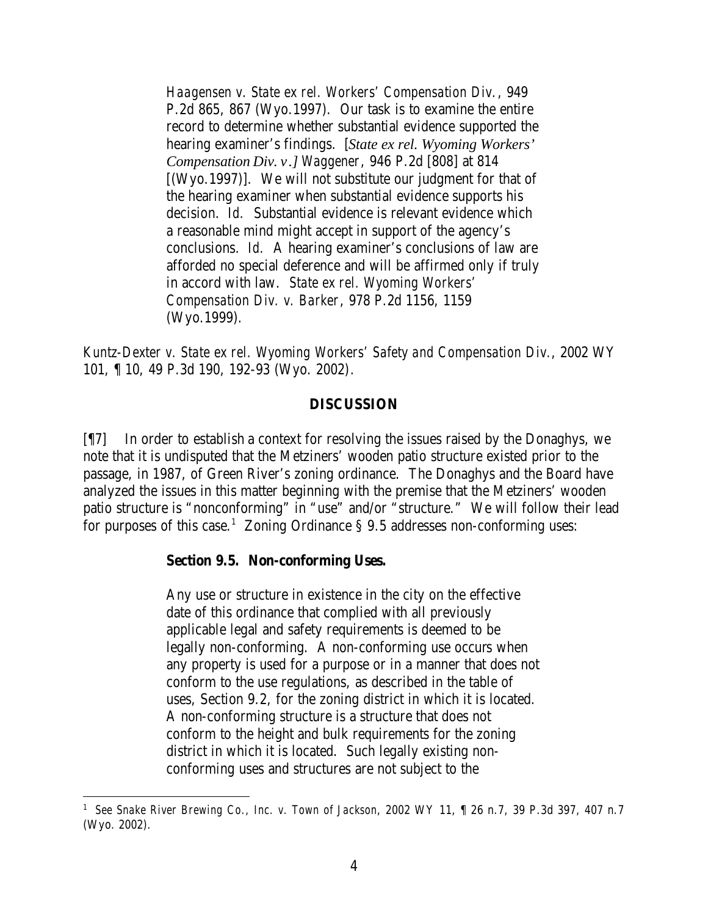> *Haagensen v. State ex rel. Workers' Compensation Div.*, 949 P.2d 865, 867 (Wyo.1997). Our task is to examine the entire record to determine whether substantial evidence supported the hearing examiner's findings. [*State ex rel. Wyoming Workers' Compensation Div. v.*] *Waggener*, 946 P.2d [808] at 814 [(Wyo.1997)]. We will not substitute our judgment for that of the hearing examiner when substantial evidence supports his decision. *Id.* Substantial evidence is relevant evidence which a reasonable mind might accept in support of the agency's conclusions. *Id.* A hearing examiner's conclusions of law are afforded no special deference and will be affirmed only if truly in accord with law. *State ex rel. Wyoming Workers' Compensation Div. v. Barker*, 978 P.2d 1156, 1159 (Wyo.1999).

*Kuntz-Dexter v. State ex rel. Wyoming Workers' Safety and Compensation Div.*, 2002 WY 101, ¶ 10, 49 P.3d 190, 192-93 (Wyo. 2002).

## DISCUSSION

[¶7] In order to establish a context for resolving the issues raised by the Donaghys, we note that it is undisputed that the Metziners' wooden patio structure existed prior to the passage, in 1987, of Green River's zoning ordinance. The Donaghys and the Board have analyzed the issues in this matter beginning with the premise that the Metziners' wooden patio structure is "nonconforming" in "use" and/or "structure." We will follow their lead for purposes of this case.[1] Zoning Ordinance § 9.5 addresses non-conforming uses:

> **Section 9.5. Non-conforming Uses.**
>
> Any use or structure in existence in the city on the effective date of this ordinance that complied with all previously applicable legal and safety requirements is deemed to be legally non-conforming. A non-conforming use occurs when any property is used for a purpose or in a manner that does not conform to the use regulations, as described in the table of uses, Section 9.2, for the zoning district in which it is located. A non-conforming structure is a structure that does not conform to the height and bulk requirements for the zoning district in which it is located. Such legally existing non-conforming uses and structures are not subject to the

[1] *See Snake River Brewing Co., Inc. v. Town of Jackson*, 2002 WY 11, ¶ 26 n.7, 39 P.3d 397, 407 n.7 (Wyo. 2002).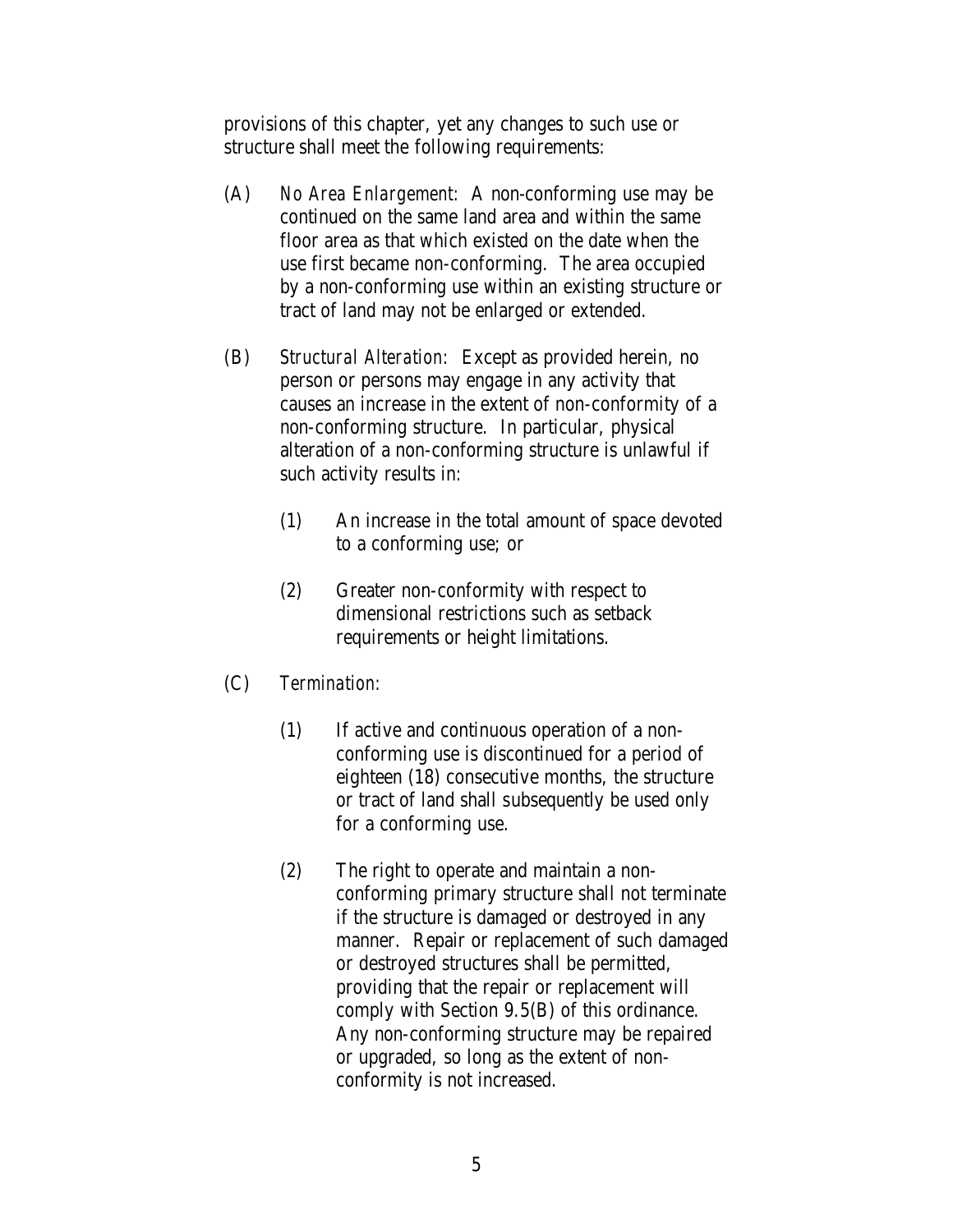provisions of this chapter, yet any changes to such use or structure shall meet the following requirements:

(A) *No Area Enlargement:* A non-conforming use may be continued on the same land area and within the same floor area as that which existed on the date when the use first became non-conforming. The area occupied by a non-conforming use within an existing structure or tract of land may not be enlarged or extended.

(B) *Structural Alteration:* Except as provided herein, no person or persons may engage in any activity that causes an increase in the extent of non-conformity of a non-conforming structure. In particular, physical alteration of a non-conforming structure is unlawful if such activity results in:

   (1) An increase in the total amount of space devoted to a conforming use; or

   (2) Greater non-conformity with respect to dimensional restrictions such as setback requirements or height limitations.

(C) *Termination:*

   (1) If active and continuous operation of a non-conforming use is discontinued for a period of eighteen (18) consecutive months, the structure or tract of land shall subsequently be used only for a conforming use.

   (2) The right to operate and maintain a non-conforming primary structure shall not terminate if the structure is damaged or destroyed in any manner. Repair or replacement of such damaged or destroyed structures shall be permitted, providing that the repair or replacement will comply with Section 9.5(B) of this ordinance. Any non-conforming structure may be repaired or upgraded, so long as the extent of non-conformity is not increased.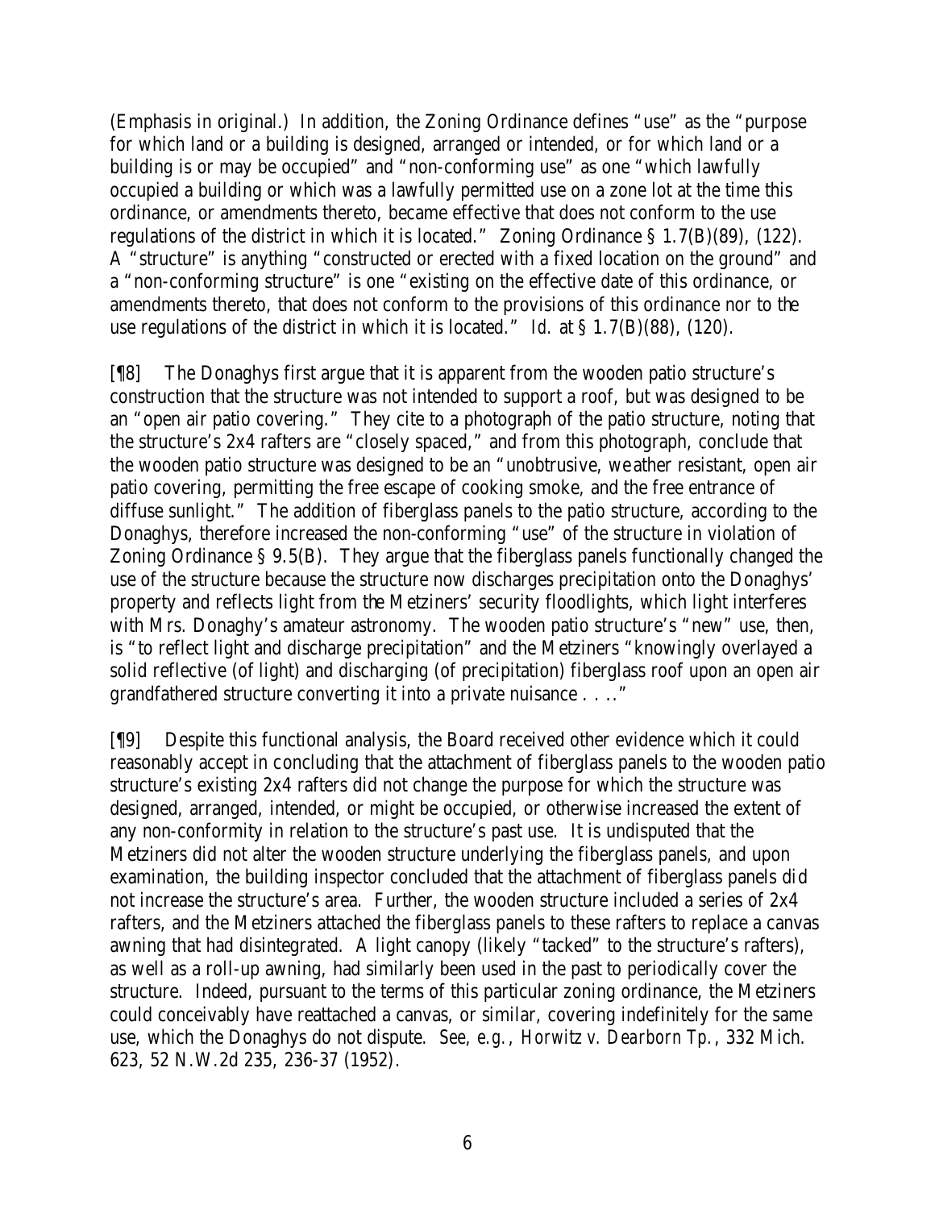(Emphasis in original.) In addition, the Zoning Ordinance defines "use" as the "purpose for which land or a building is designed, arranged or intended, or for which land or a building is or may be occupied" and "non-conforming use" as one "which lawfully occupied a building or which was a lawfully permitted use on a zone lot at the time this ordinance, or amendments thereto, became effective that does not conform to the use regulations of the district in which it is located." Zoning Ordinance § 1.7(B)(89), (122). A "structure" is anything "constructed or erected with a fixed location on the ground" and a "non-conforming structure" is one "existing on the effective date of this ordinance, or amendments thereto, that does not conform to the provisions of this ordinance nor to the use regulations of the district in which it is located." *Id.* at § 1.7(B)(88), (120).

[¶8] The Donaghys first argue that it is apparent from the wooden patio structure's construction that the structure was not intended to support a roof, but was designed to be an "open air patio covering." They cite to a photograph of the patio structure, noting that the structure's 2x4 rafters are "closely spaced," and from this photograph, conclude that the wooden patio structure was designed to be an "unobtrusive, weather resistant, open air patio covering, permitting the free escape of cooking smoke, and the free entrance of diffuse sunlight." The addition of fiberglass panels to the patio structure, according to the Donaghys, therefore increased the non-conforming "use" of the structure in violation of Zoning Ordinance § 9.5(B). They argue that the fiberglass panels functionally changed the use of the structure because the structure now discharges precipitation onto the Donaghys' property and reflects light from the Metziners' security floodlights, which light interferes with Mrs. Donaghy's amateur astronomy. The wooden patio structure's "new" use, then, is "to reflect light and discharge precipitation" and the Metziners "knowingly overlayed a solid reflective (of light) and discharging (of precipitation) fiberglass roof upon an open air grandfathered structure converting it into a private nuisance . . .."

[¶9] Despite this functional analysis, the Board received other evidence which it could reasonably accept in concluding that the attachment of fiberglass panels to the wooden patio structure's existing 2x4 rafters did not change the purpose for which the structure was designed, arranged, intended, or might be occupied, or otherwise increased the extent of any non-conformity in relation to the structure's past use. It is undisputed that the Metziners did not alter the wooden structure underlying the fiberglass panels, and upon examination, the building inspector concluded that the attachment of fiberglass panels did not increase the structure's area. Further, the wooden structure included a series of 2x4 rafters, and the Metziners attached the fiberglass panels to these rafters to replace a canvas awning that had disintegrated. A light canopy (likely "tacked" to the structure's rafters), as well as a roll-up awning, had similarly been used in the past to periodically cover the structure. Indeed, pursuant to the terms of this particular zoning ordinance, the Metziners could conceivably have reattached a canvas, or similar, covering indefinitely for the same use, which the Donaghys do not dispute. *See, e.g.*, *Horwitz v. Dearborn Tp.*, 332 Mich. 623, 52 N.W.2d 235, 236-37 (1952).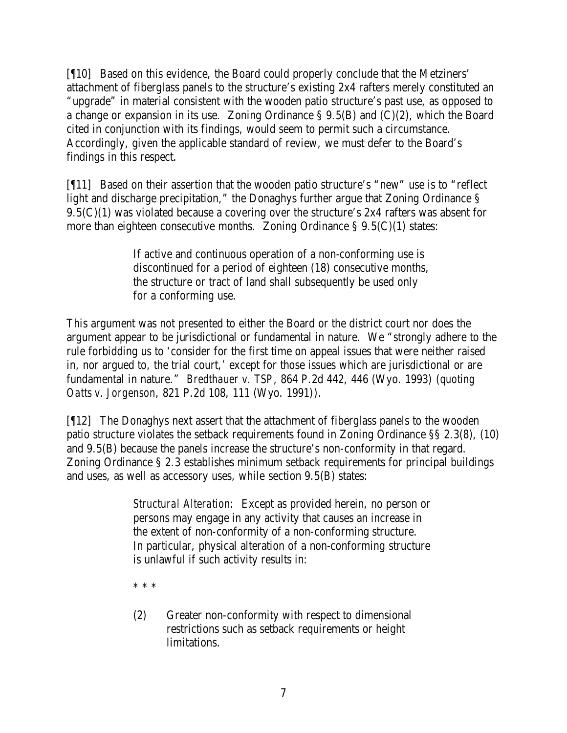[¶10] Based on this evidence, the Board could properly conclude that the Metziners' attachment of fiberglass panels to the structure's existing 2x4 rafters merely constituted an "upgrade" in material consistent with the wooden patio structure's past use, as opposed to a change or expansion in its use. Zoning Ordinance § 9.5(B) and (C)(2), which the Board cited in conjunction with its findings, would seem to permit such a circumstance. Accordingly, given the applicable standard of review, we must defer to the Board's findings in this respect.

[¶11] Based on their assertion that the wooden patio structure's "new" use is to "reflect light and discharge precipitation," the Donaghys further argue that Zoning Ordinance § 9.5(C)(1) was violated because a covering over the structure's 2x4 rafters was absent for more than eighteen consecutive months. Zoning Ordinance § 9.5(C)(1) states:

> If active and continuous operation of a non-conforming use is discontinued for a period of eighteen (18) consecutive months, the structure or tract of land shall subsequently be used only for a conforming use.

This argument was not presented to either the Board or the district court nor does the argument appear to be jurisdictional or fundamental in nature. We "strongly adhere to the rule forbidding us to 'consider for the first time on appeal issues that were neither raised in, nor argued to, the trial court,' except for those issues which are jurisdictional or are fundamental in nature." *Bredthauer v. TSP*, 864 P.2d 442, 446 (Wyo. 1993) (*quoting Oatts v. Jorgenson*, 821 P.2d 108, 111 (Wyo. 1991)).

[¶12] The Donaghys next assert that the attachment of fiberglass panels to the wooden patio structure violates the setback requirements found in Zoning Ordinance §§ 2.3(8), (10) and 9.5(B) because the panels increase the structure's non-conformity in that regard. Zoning Ordinance § 2.3 establishes minimum setback requirements for principal buildings and uses, as well as accessory uses, while section 9.5(B) states:

> *Structural Alteration:* Except as provided herein, no person or persons may engage in any activity that causes an increase in the extent of non-conformity of a non-conforming structure. In particular, physical alteration of a non-conforming structure is unlawful if such activity results in:
>
> \* \* \*
>
> (2) Greater non-conformity with respect to dimensional restrictions such as setback requirements or height limitations.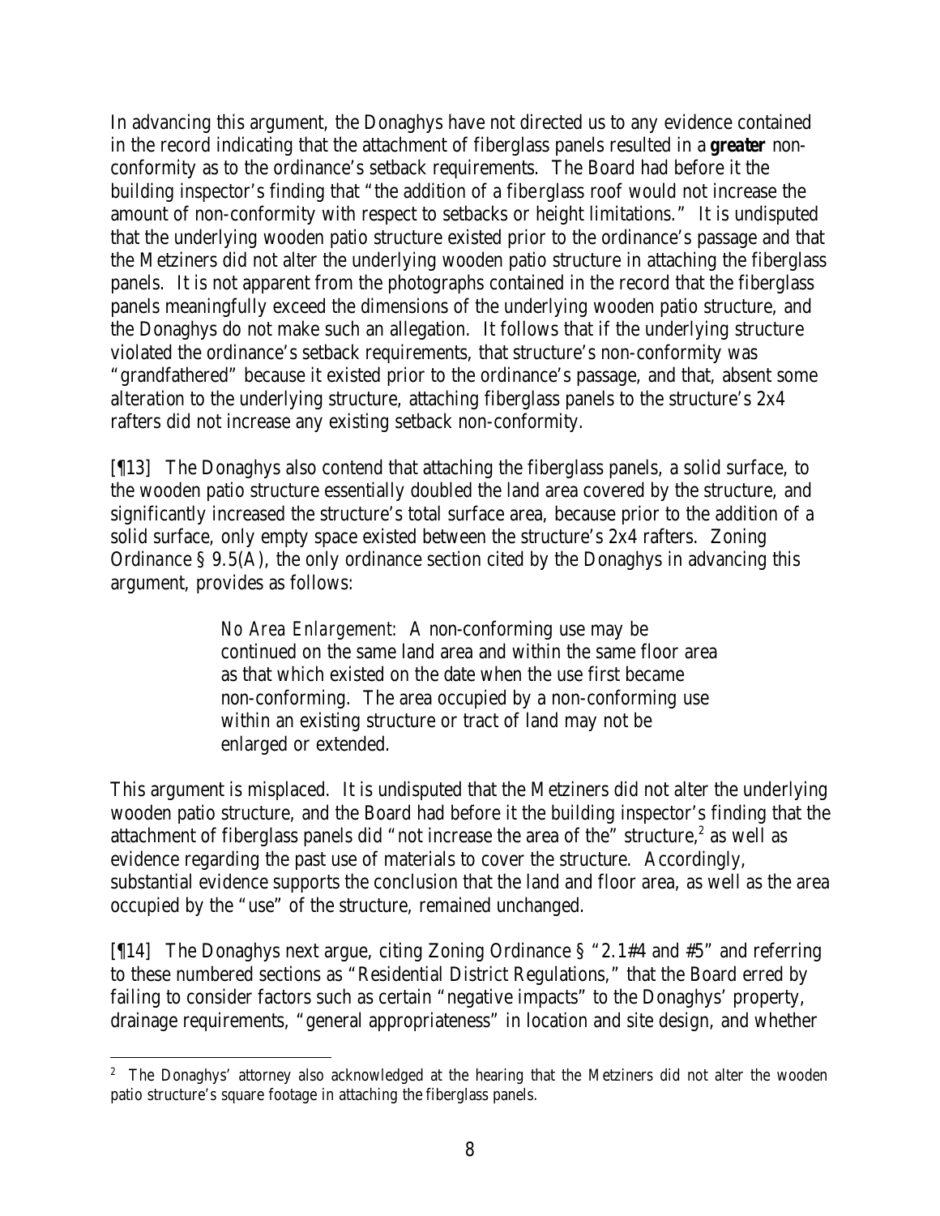In advancing this argument, the Donaghys have not directed us to any evidence contained in the record indicating that the attachment of fiberglass panels resulted in a ***greater*** non-conformity as to the ordinance's setback requirements. The Board had before it the building inspector's finding that "the addition of a fiberglass roof would not increase the amount of non-conformity with respect to setbacks or height limitations." It is undisputed that the underlying wooden patio structure existed prior to the ordinance's passage and that the Metziners did not alter the underlying wooden patio structure in attaching the fiberglass panels. It is not apparent from the photographs contained in the record that the fiberglass panels meaningfully exceed the dimensions of the underlying wooden patio structure, and the Donaghys do not make such an allegation. It follows that if the underlying structure violated the ordinance's setback requirements, that structure's non-conformity was "grandfathered" because it existed prior to the ordinance's passage, and that, absent some alteration to the underlying structure, attaching fiberglass panels to the structure's 2x4 rafters did not increase any existing setback non-conformity.

[¶13] The Donaghys also contend that attaching the fiberglass panels, a solid surface, to the wooden patio structure essentially doubled the land area covered by the structure, and significantly increased the structure's total surface area, because prior to the addition of a solid surface, only empty space existed between the structure's 2x4 rafters. Zoning Ordinance § 9.5(A), the only ordinance section cited by the Donaghys in advancing this argument, provides as follows:

> *No Area Enlargement*: A non-conforming use may be continued on the same land area and within the same floor area as that which existed on the date when the use first became non-conforming. The area occupied by a non-conforming use within an existing structure or tract of land may not be enlarged or extended.

This argument is misplaced. It is undisputed that the Metziners did not alter the underlying wooden patio structure, and the Board had before it the building inspector's finding that the attachment of fiberglass panels did "not increase the area of the" structure,[2] as well as evidence regarding the past use of materials to cover the structure. Accordingly, substantial evidence supports the conclusion that the land and floor area, as well as the area occupied by the "use" of the structure, remained unchanged.

[¶14] The Donaghys next argue, citing Zoning Ordinance § "2.1#4 and #5" and referring to these numbered sections as "Residential District Regulations," that the Board erred by failing to consider factors such as certain "negative impacts" to the Donaghys' property, drainage requirements, "general appropriateness" in location and site design, and whether

---

[2] The Donaghys' attorney also acknowledged at the hearing that the Metziners did not alter the wooden patio structure's square footage in attaching the fiberglass panels.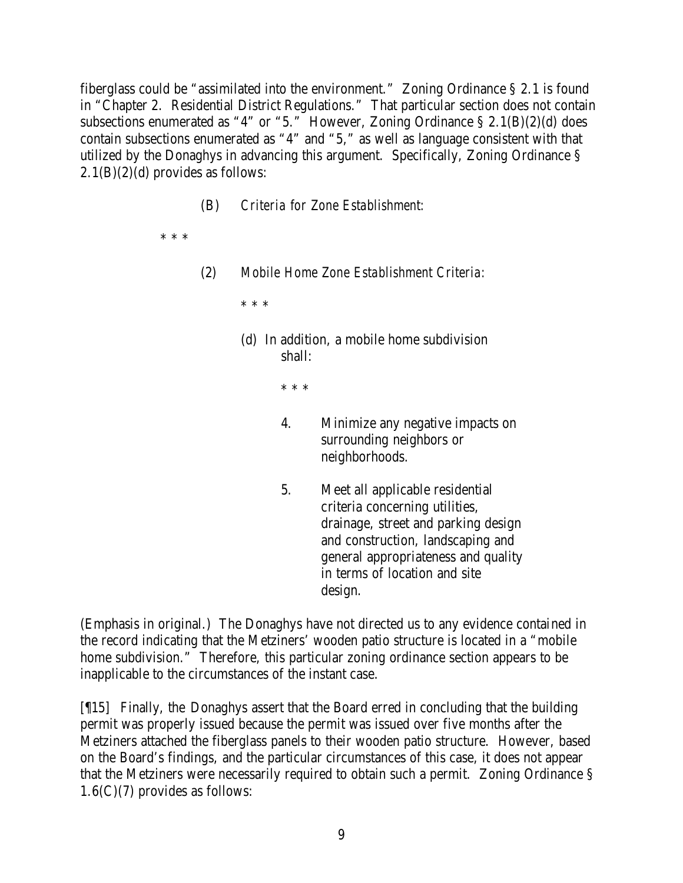fiberglass could be "assimilated into the environment." Zoning Ordinance § 2.1 is found in "Chapter 2. Residential District Regulations." That particular section does not contain subsections enumerated as "4" or "5." However, Zoning Ordinance § 2.1(B)(2)(d) does contain subsections enumerated as "4" and "5," as well as language consistent with that utilized by the Donaghys in advancing this argument. Specifically, Zoning Ordinance § 2.1(B)(2)(d) provides as follows:

> (B) *Criteria for Zone Establishment:*
>
> \* \* \*
>
> (2) *Mobile Home Zone Establishment Criteria:*
>
> \* \* \*
>
> (d) In addition, a mobile home subdivision shall:
>
> \* \* \*
>
> 4. Minimize any negative impacts on surrounding neighbors or neighborhoods.
>
> 5. Meet all applicable residential criteria concerning utilities, drainage, street and parking design and construction, landscaping and general appropriateness and quality in terms of location and site design.

(Emphasis in original.) The Donaghys have not directed us to any evidence contained in the record indicating that the Metziners' wooden patio structure is located in a "mobile home subdivision." Therefore, this particular zoning ordinance section appears to be inapplicable to the circumstances of the instant case.

[¶15] Finally, the Donaghys assert that the Board erred in concluding that the building permit was properly issued because the permit was issued over five months after the Metziners attached the fiberglass panels to their wooden patio structure. However, based on the Board's findings, and the particular circumstances of this case, it does not appear that the Metziners were necessarily required to obtain such a permit. Zoning Ordinance § 1.6(C)(7) provides as follows: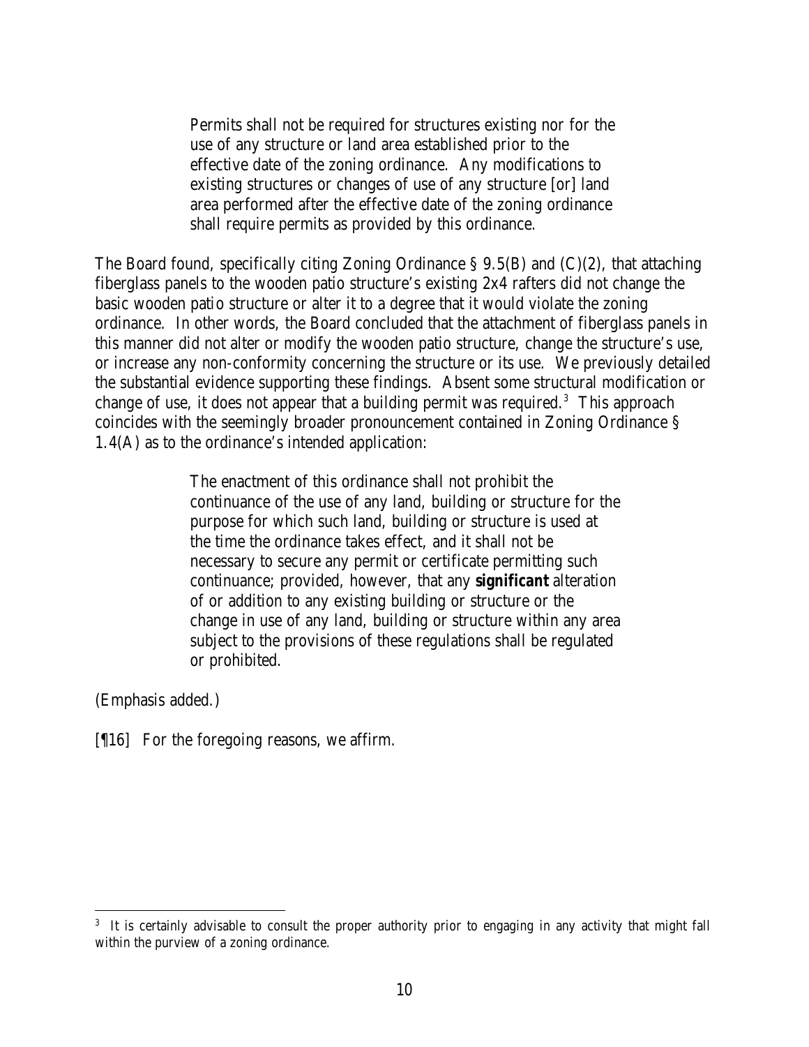> Permits shall not be required for structures existing nor for the use of any structure or land area established prior to the effective date of the zoning ordinance. Any modifications to existing structures or changes of use of any structure [or] land area performed after the effective date of the zoning ordinance shall require permits as provided by this ordinance.

The Board found, specifically citing Zoning Ordinance § 9.5(B) and (C)(2), that attaching fiberglass panels to the wooden patio structure's existing 2x4 rafters did not change the basic wooden patio structure or alter it to a degree that it would violate the zoning ordinance. In other words, the Board concluded that the attachment of fiberglass panels in this manner did not alter or modify the wooden patio structure, change the structure's use, or increase any non-conformity concerning the structure or its use. We previously detailed the substantial evidence supporting these findings. Absent some structural modification or change of use, it does not appear that a building permit was required.[3] This approach coincides with the seemingly broader pronouncement contained in Zoning Ordinance § 1.4(A) as to the ordinance's intended application:

> The enactment of this ordinance shall not prohibit the continuance of the use of any land, building or structure for the purpose for which such land, building or structure is used at the time the ordinance takes effect, and it shall not be necessary to secure any permit or certificate permitting such continuance; provided, however, that any **significant** alteration of or addition to any existing building or structure or the change in use of any land, building or structure within any area subject to the provisions of these regulations shall be regulated or prohibited.

(Emphasis added.)

[¶16] For the foregoing reasons, we affirm.

---

[3] It is certainly advisable to consult the proper authority prior to engaging in any activity that might fall within the purview of a zoning ordinance.